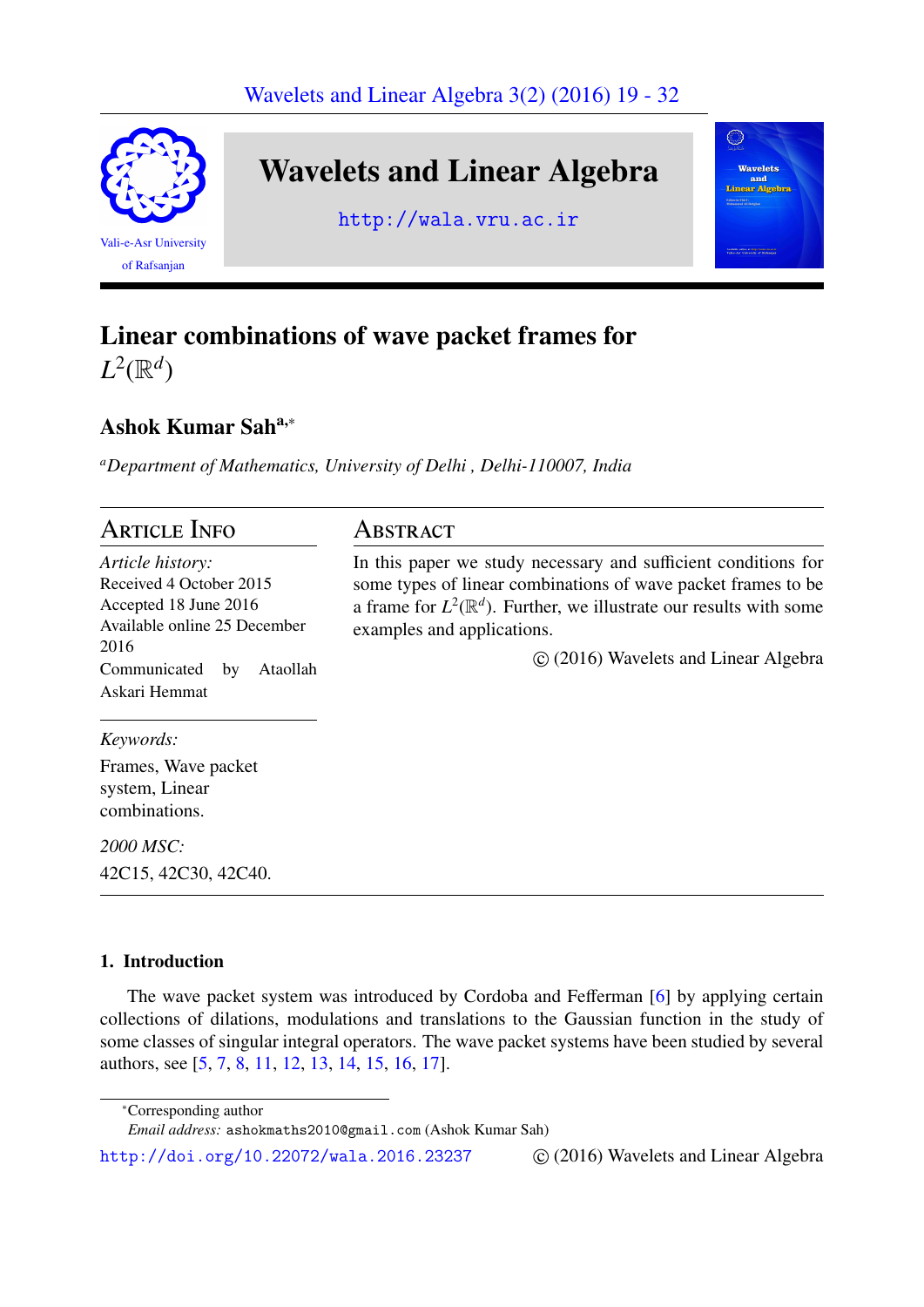# Linear combinations of wave packet frames for $L^2(\mathbb{R}^d)$

**Ashok Kumar Sah**[a,*]

[a] *Department of Mathematics, University of Delhi , Delhi-110007, India*

## Article Info

*Article history:*
Received 4 October 2015
Accepted 18 June 2016
Available online 25 December 2016
Communicated by Ataollah Askari Hemmat

*Keywords:*
Frames, Wave packet system, Linear combinations.

*2000 MSC:*
42C15, 42C30, 42C40.

## Abstract

In this paper we study necessary and sufficient conditions for some types of linear combinations of wave packet frames to be a frame for $L^2(\mathbb{R}^d)$. Further, we illustrate our results with some examples and applications.

© (2016) Wavelets and Linear Algebra

## 1. Introduction

The wave packet system was introduced by Cordoba and Fefferman [6] by applying certain collections of dilations, modulations and translations to the Gaussian function in the study of some classes of singular integral operators. The wave packet systems have been studied by several authors, see [5, 7, 8, 11, 12, 13, 14, 15, 16, 17].

---

*Corresponding author
*Email address:* ashokmaths2010@gmail.com (Ashok Kumar Sah)

http://doi.org/10.22072/wala.2016.23237 © (2016) Wavelets and Linear Algebra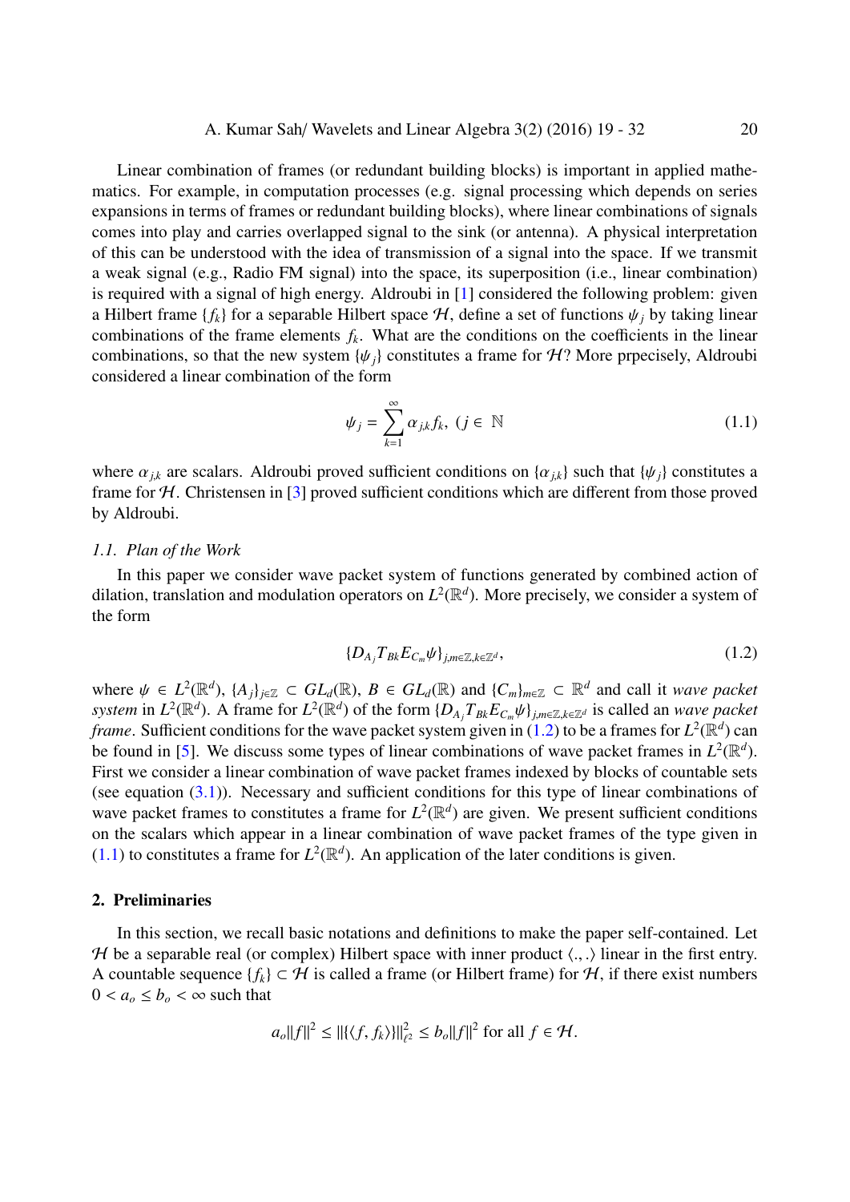Linear combination of frames (or redundant building blocks) is important in applied mathematics. For example, in computation processes (e.g. signal processing which depends on series expansions in terms of frames or redundant building blocks), where linear combinations of signals comes into play and carries overlapped signal to the sink (or antenna). A physical interpretation of this can be understood with the idea of transmission of a signal into the space. If we transmit a weak signal (e.g., Radio FM signal) into the space, its superposition (i.e., linear combination) is required with a signal of high energy. Aldroubi in [1] considered the following problem: given a Hilbert frame $\{f_k\}$ for a separable Hilbert space $\mathcal{H}$, define a set of functions $\psi_j$ by taking linear combinations of the frame elements $f_k$. What are the conditions on the coefficients in the linear combinations, so that the new system $\{\psi_j\}$ constitutes a frame for $\mathcal{H}$? More prpecisely, Aldroubi considered a linear combination of the form

$$\psi_j = \sum_{k=1}^{\infty} \alpha_{j,k} f_k, \ (j \in \mathbb{N} \tag{1.1}$$

where $\alpha_{j,k}$ are scalars. Aldroubi proved sufficient conditions on $\{\alpha_{j,k}\}$ such that $\{\psi_j\}$ constitutes a frame for $\mathcal{H}$. Christensen in [3] proved sufficient conditions which are different from those proved by Aldroubi.

### *1.1. Plan of the Work*

In this paper we consider wave packet system of functions generated by combined action of dilation, translation and modulation operators on $L^2(\mathbb{R}^d)$. More precisely, we consider a system of the form

$$\{D_{A_j} T_{Bk} E_{C_m} \psi\}_{j,m \in \mathbb{Z}, k \in \mathbb{Z}^d}, \tag{1.2}$$

where $\psi \in L^2(\mathbb{R}^d)$, $\{A_j\}_{j \in \mathbb{Z}} \subset GL_d(\mathbb{R})$, $B \in GL_d(\mathbb{R})$ and $\{C_m\}_{m \in \mathbb{Z}} \subset \mathbb{R}^d$ and call it *wave packet system* in $L^2(\mathbb{R}^d)$. A frame for $L^2(\mathbb{R}^d)$ of the form $\{D_{A_j} T_{Bk} E_{C_m} \psi\}_{j,m \in \mathbb{Z}, k \in \mathbb{Z}^d}$ is called an *wave packet frame*. Sufficient conditions for the wave packet system given in (1.2) to be a frames for $L^2(\mathbb{R}^d)$ can be found in [5]. We discuss some types of linear combinations of wave packet frames in $L^2(\mathbb{R}^d)$. First we consider a linear combination of wave packet frames indexed by blocks of countable sets (see equation (3.1)). Necessary and sufficient conditions for this type of linear combinations of wave packet frames to constitutes a frame for $L^2(\mathbb{R}^d)$ are given. We present sufficient conditions on the scalars which appear in a linear combination of wave packet frames of the type given in (1.1) to constitutes a frame for $L^2(\mathbb{R}^d)$. An application of the later conditions is given.

## 2. Preliminaries

In this section, we recall basic notations and definitions to make the paper self-contained. Let $\mathcal{H}$ be a separable real (or complex) Hilbert space with inner product $\langle .,. \rangle$ linear in the first entry. A countable sequence $\{f_k\} \subset \mathcal{H}$ is called a frame (or Hilbert frame) for $\mathcal{H}$, if there exist numbers $0 < a_o \leq b_o < \infty$ such that

$$a_o \|f\|^2 \leq \|\{\langle f, f_k \rangle\}\|_{\ell^2}^2 \leq b_o \|f\|^2 \text{ for all } f \in \mathcal{H}.$$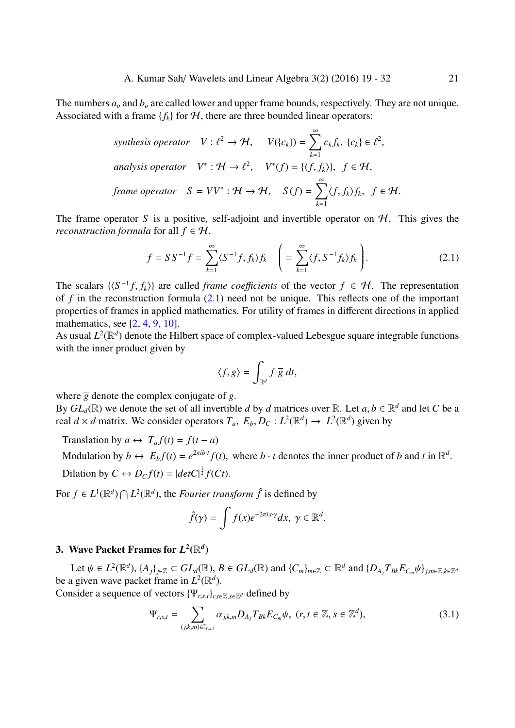The numbers $a_o$ and $b_o$ are called lower and upper frame bounds, respectively. They are not unique. Associated with a frame $\{f_k\}$ for $\mathcal{H}$, there are three bounded linear operators:

$$\textit{synthesis operator} \quad V : \ell^2 \to \mathcal{H}, \quad V(\{c_k\}) = \sum_{k=1}^{\infty} c_k f_k, \ \{c_k\} \in \ell^2,$$

$$\textit{analysis operator} \quad V^* : \mathcal{H} \to \ell^2, \quad V^*(f) = \{\langle f, f_k\rangle\}, \ \ f \in \mathcal{H},$$

$$\textit{frame operator} \quad S = VV^* : \mathcal{H} \to \mathcal{H}, \quad S(f) = \sum_{k=1}^{\infty} \langle f, f_k\rangle f_k, \ \ f \in \mathcal{H}.$$

The frame operator $S$ is a positive, self-adjoint and invertible operator on $\mathcal{H}$. This gives the *reconstruction formula* for all $f \in \mathcal{H}$,

$$f = SS^{-1}f = \sum_{k=1}^{\infty} \langle S^{-1}f, f_k\rangle f_k \quad \left( = \sum_{k=1}^{\infty} \langle f, S^{-1}f_k\rangle f_k \right). \tag{2.1}$$

The scalars $\{\langle S^{-1}f, f_k\rangle\}$ are called *frame coefficients* of the vector $f \in \mathcal{H}$. The representation of $f$ in the reconstruction formula (2.1) need not be unique. This reflects one of the important properties of frames in applied mathematics. For utility of frames in different directions in applied mathematics, see [2, 4, 9, 10].
As usual $L^2(\mathbb{R}^d)$ denote the Hilbert space of complex-valued Lebesgue square integrable functions with the inner product given by

$$\langle f, g\rangle = \int_{\mathbb{R}^d} f\,\overline{g}\,dt,$$

where $\overline{g}$ denote the complex conjugate of $g$.
By $GL_d(\mathbb{R})$ we denote the set of all invertible $d$ by $d$ matrices over $\mathbb{R}$. Let $a, b \in \mathbb{R}^d$ and let $C$ be a real $d \times d$ matrix. We consider operators $T_a$, $E_b, D_C : L^2(\mathbb{R}^d) \to L^2(\mathbb{R}^d)$ given by

Translation by $a \leftrightarrow T_a f(t) = f(t-a)$

Modulation by $b \leftrightarrow E_b f(t) = e^{2\pi i b \cdot t} f(t)$, where $b \cdot t$ denotes the inner product of $b$ and $t$ in $\mathbb{R}^d$.

Dilation by $C \leftrightarrow D_C f(t) = |detC|^{\frac{1}{2}} f(Ct)$.

For $f \in L^1(\mathbb{R}^d) \bigcap L^2(\mathbb{R}^d)$, the *Fourier transform* $\hat{f}$ is defined by

$$\hat{f}(\gamma) = \int f(x) e^{-2\pi i x \cdot \gamma} dx, \ \gamma \in \mathbb{R}^d.$$

## 3. Wave Packet Frames for $L^2(\mathbb{R}^d)$

Let $\psi \in L^2(\mathbb{R}^d)$, $\{A_j\}_{j\in\mathbb{Z}} \subset GL_d(\mathbb{R})$, $B \in GL_d(\mathbb{R})$ and $\{C_m\}_{m\in\mathbb{Z}} \subset \mathbb{R}^d$ and $\{D_{A_j} T_{Bk} E_{C_m} \psi\}_{j,m\in\mathbb{Z},k\in\mathbb{Z}^d}$ be a given wave packet frame in $L^2(\mathbb{R}^d)$.
Consider a sequence of vectors $\{\Psi_{r,s,t}\}_{r,t\in\mathbb{Z}, s\in\mathbb{Z}^d}$ defined by

$$\Psi_{r,s,t} = \sum_{(j,k,m)\in\mathbb{I}_{r,s,t}} \alpha_{j,k,m} D_{A_j} T_{Bk} E_{C_m} \psi, \ (r,t \in \mathbb{Z}, \ s \in \mathbb{Z}^d), \tag{3.1}$$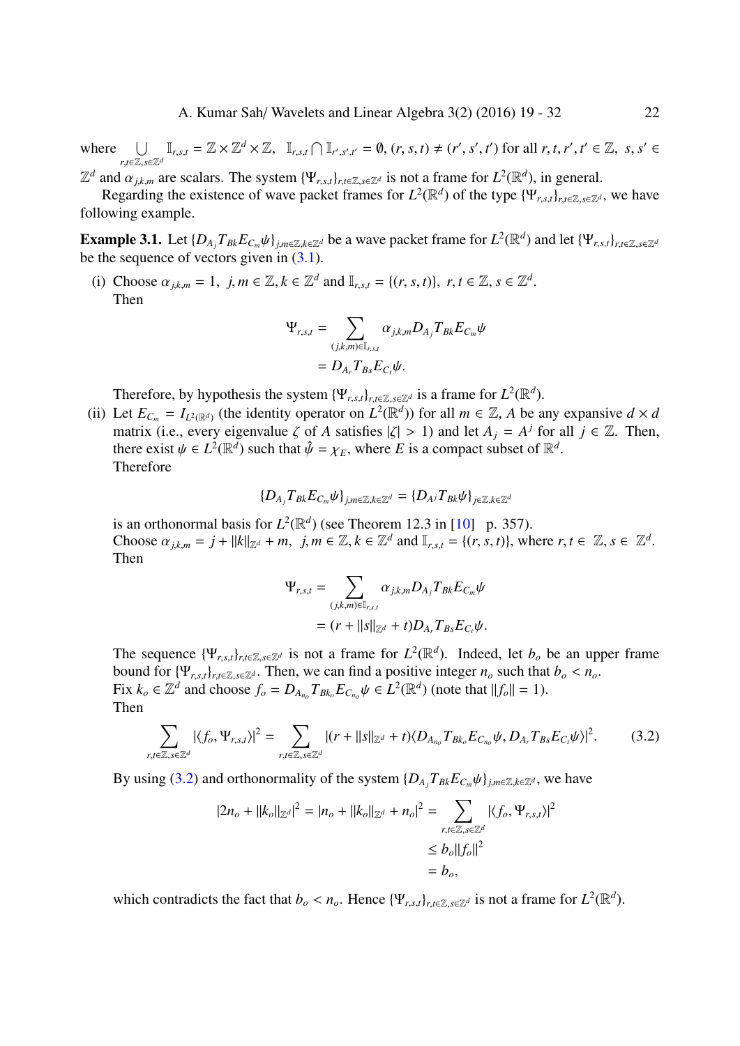where $\bigcup_{r,t\in\mathbb{Z},s\in\mathbb{Z}^d} \mathbb{I}_{r,s,t} = \mathbb{Z}\times\mathbb{Z}^d\times\mathbb{Z}$, $\mathbb{I}_{r,s,t}\bigcap\mathbb{I}_{r',s',t'} = \emptyset$, $(r,s,t)\neq(r',s',t')$ for all $r,t,r',t'\in\mathbb{Z}$, $s,s'\in\mathbb{Z}^d$ and $\alpha_{j,k,m}$ are scalars. The system $\{\Psi_{r,s,t}\}_{r,t\in\mathbb{Z},s\in\mathbb{Z}^d}$ is not a frame for $L^2(\mathbb{R}^d)$, in general.

Regarding the existence of wave packet frames for $L^2(\mathbb{R}^d)$ of the type $\{\Psi_{r,s,t}\}_{r,t\in\mathbb{Z},s\in\mathbb{Z}^d}$, we have following example.

**Example 3.1.** Let $\{D_{A_j}T_{Bk}E_{C_m}\psi\}_{j,m\in\mathbb{Z},k\in\mathbb{Z}^d}$ be a wave packet frame for $L^2(\mathbb{R}^d)$ and let $\{\Psi_{r,s,t}\}_{r,t\in\mathbb{Z},s\in\mathbb{Z}^d}$ be the sequence of vectors given in (3.1).

(i) Choose $\alpha_{j,k,m} = 1$, $j,m\in\mathbb{Z}, k\in\mathbb{Z}^d$ and $\mathbb{I}_{r,s,t} = \{(r,s,t)\}$, $r,t\in\mathbb{Z}, s\in\mathbb{Z}^d$.
Then

$$
\begin{aligned}
\Psi_{r,s,t} &= \sum_{(j,k,m)\in\mathbb{I}_{r,s,t}} \alpha_{j,k,m} D_{A_j}T_{Bk}E_{C_m}\psi \\
&= D_{A_r}T_{Bs}E_{C_t}\psi.
\end{aligned}
$$

Therefore, by hypothesis the system $\{\Psi_{r,s,t}\}_{r,t\in\mathbb{Z},s\in\mathbb{Z}^d}$ is a frame for $L^2(\mathbb{R}^d)$.

(ii) Let $E_{C_m} = I_{L^2(\mathbb{R}^d)}$ (the identity operator on $L^2(\mathbb{R}^d)$) for all $m\in\mathbb{Z}$, $A$ be any expansive $d\times d$ matrix (i.e., every eigenvalue $\zeta$ of $A$ satisfies $|\zeta|>1$) and let $A_j = A^j$ for all $j\in\mathbb{Z}$. Then, there exist $\psi\in L^2(\mathbb{R}^d)$ such that $\hat{\psi} = \chi_E$, where $E$ is a compact subset of $\mathbb{R}^d$.
Therefore

$$
\{D_{A_j}T_{Bk}E_{C_m}\psi\}_{j,m\in\mathbb{Z},k\in\mathbb{Z}^d} = \{D_{A^j}T_{Bk}\psi\}_{j\in\mathbb{Z},k\in\mathbb{Z}^d}
$$

is an orthonormal basis for $L^2(\mathbb{R}^d)$ (see Theorem 12.3 in [10] p. 357).
Choose $\alpha_{j,k,m} = j + \|k\|_{\mathbb{Z}^d} + m$, $j,m\in\mathbb{Z}, k\in\mathbb{Z}^d$ and $\mathbb{I}_{r,s,t} = \{(r,s,t)\}$, where $r,t\in\mathbb{Z}, s\in\mathbb{Z}^d$.
Then

$$
\begin{aligned}
\Psi_{r,s,t} &= \sum_{(j,k,m)\in\mathbb{I}_{r,s,t}} \alpha_{j,k,m} D_{A_j}T_{Bk}E_{C_m}\psi \\
&= (r + \|s\|_{\mathbb{Z}^d} + t) D_{A_r}T_{Bs}E_{C_t}\psi.
\end{aligned}
$$

The sequence $\{\Psi_{r,s,t}\}_{r,t\in\mathbb{Z},s\in\mathbb{Z}^d}$ is not a frame for $L^2(\mathbb{R}^d)$. Indeed, let $b_o$ be an upper frame bound for $\{\Psi_{r,s,t}\}_{r,t\in\mathbb{Z},s\in\mathbb{Z}^d}$. Then, we can find a positive integer $n_o$ such that $b_o < n_o$.
Fix $k_o\in\mathbb{Z}^d$ and choose $f_o = D_{A_{n_o}}T_{Bk_o}E_{C_{n_o}}\psi\in L^2(\mathbb{R}^d)$ (note that $\|f_o\| = 1$).
Then

$$
\sum_{r,t\in\mathbb{Z},s\in\mathbb{Z}^d} |\langle f_o, \Psi_{r,s,t}\rangle|^2 = \sum_{r,t\in\mathbb{Z},s\in\mathbb{Z}^d} |(r + \|s\|_{\mathbb{Z}^d} + t)\langle D_{A_{n_o}}T_{Bk_o}E_{C_{n_o}}\psi, D_{A_r}T_{Bs}E_{C_t}\psi\rangle|^2. \tag{3.2}
$$

By using (3.2) and orthonormality of the system $\{D_{A_j}T_{Bk}E_{C_m}\psi\}_{j,m\in\mathbb{Z},k\in\mathbb{Z}^d}$, we have

$$
\begin{aligned}
|2n_o + \|k_o\|_{\mathbb{Z}^d}|^2 = |n_o + \|k_o\|_{\mathbb{Z}^d} + n_o|^2 &= \sum_{r,t\in\mathbb{Z},s\in\mathbb{Z}^d} |\langle f_o, \Psi_{r,s,t}\rangle|^2 \\
&\le b_o\|f_o\|^2 \\
&= b_o,
\end{aligned}
$$

which contradicts the fact that $b_o < n_o$. Hence $\{\Psi_{r,s,t}\}_{r,t\in\mathbb{Z},s\in\mathbb{Z}^d}$ is not a frame for $L^2(\mathbb{R}^d)$.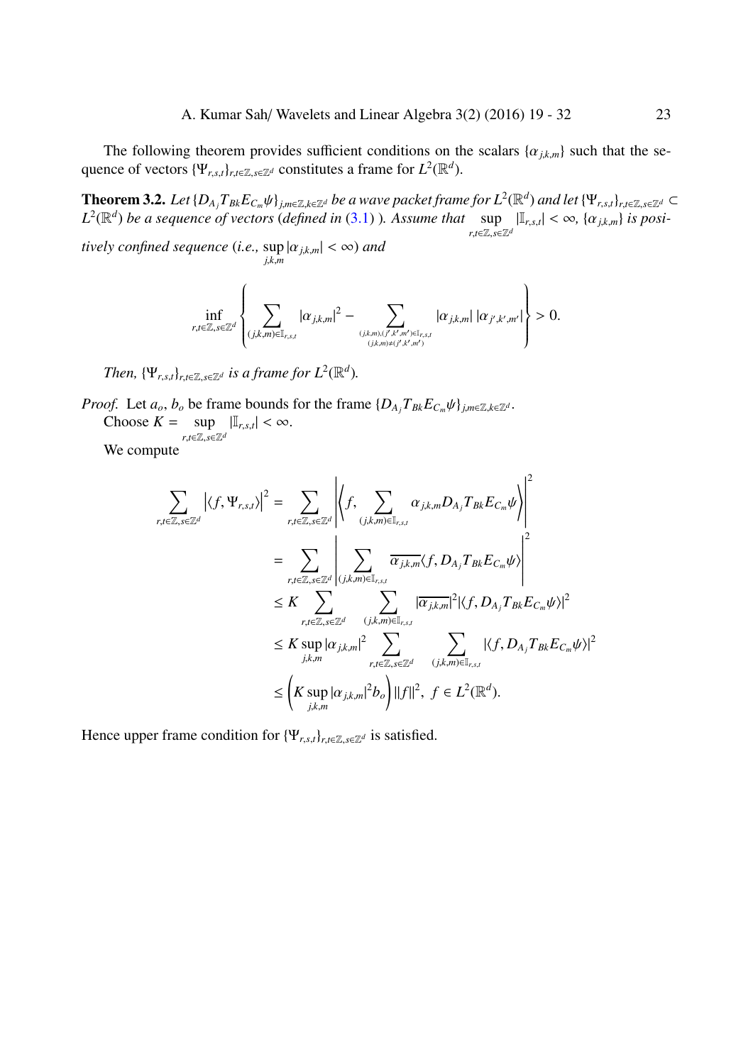The following theorem provides sufficient conditions on the scalars $\{\alpha_{j,k,m}\}$ such that the sequence of vectors $\{\Psi_{r,s,t}\}_{r,t\in\mathbb{Z},s\in\mathbb{Z}^d}$ constitutes a frame for $L^2(\mathbb{R}^d)$.

**Theorem 3.2.** *Let $\{D_{A_j}T_{Bk}E_{C_m}\psi\}_{j,m\in\mathbb{Z},k\in\mathbb{Z}^d}$ be a wave packet frame for $L^2(\mathbb{R}^d)$ and let $\{\Psi_{r,s,t}\}_{r,t\in\mathbb{Z},s\in\mathbb{Z}^d} \subset L^2(\mathbb{R}^d)$ be a sequence of vectors (defined in (3.1) ). Assume that $\sup\limits_{r,t\in\mathbb{Z},s\in\mathbb{Z}^d} |\mathbb{I}_{r,s,t}| < \infty$, $\{\alpha_{j,k,m}\}$ is positively confined sequence (i.e., $\sup\limits_{j,k,m}|\alpha_{j,k,m}| < \infty$) and*

$$\inf_{r,t\in\mathbb{Z},s\in\mathbb{Z}^d}\left\{\sum_{(j,k,m)\in\mathbb{I}_{r,s,t}}|\alpha_{j,k,m}|^2 - \sum_{\substack{(j,k,m),(j',k',m')\in\mathbb{I}_{r,s,t}\\(j,k,m)\neq(j',k',m')}}|\alpha_{j,k,m}|\,|\alpha_{j',k',m'}|\right\} > 0.$$

*Then, $\{\Psi_{r,s,t}\}_{r,t\in\mathbb{Z},s\in\mathbb{Z}^d}$ is a frame for $L^2(\mathbb{R}^d)$.*

*Proof.* Let $a_o$, $b_o$ be frame bounds for the frame $\{D_{A_j}T_{Bk}E_{C_m}\psi\}_{j,m\in\mathbb{Z},k\in\mathbb{Z}^d}$.

Choose $K = \sup\limits_{r,t\in\mathbb{Z},s\in\mathbb{Z}^d} |\mathbb{I}_{r,s,t}| < \infty$.

We compute

$$\begin{aligned}
\sum_{r,t\in\mathbb{Z},s\in\mathbb{Z}^d}\left|\langle f,\Psi_{r,s,t}\rangle\right|^2 &= \sum_{r,t\in\mathbb{Z},s\in\mathbb{Z}^d}\left|\left\langle f, \sum_{(j,k,m)\in\mathbb{I}_{r,s,t}}\alpha_{j,k,m}D_{A_j}T_{Bk}E_{C_m}\psi\right\rangle\right|^2\\
&= \sum_{r,t\in\mathbb{Z},s\in\mathbb{Z}^d}\left|\sum_{(j,k,m)\in\mathbb{I}_{r,s,t}}\overline{\alpha_{j,k,m}}\langle f, D_{A_j}T_{Bk}E_{C_m}\psi\rangle\right|^2\\
&\leq K\sum_{r,t\in\mathbb{Z},s\in\mathbb{Z}^d}\;\sum_{(j,k,m)\in\mathbb{I}_{r,s,t}}|\overline{\alpha_{j,k,m}}|^2|\langle f, D_{A_j}T_{Bk}E_{C_m}\psi\rangle|^2\\
&\leq K\sup_{j,k,m}|\alpha_{j,k,m}|^2\sum_{r,t\in\mathbb{Z},s\in\mathbb{Z}^d}\;\sum_{(j,k,m)\in\mathbb{I}_{r,s,t}}|\langle f, D_{A_j}T_{Bk}E_{C_m}\psi\rangle|^2\\
&\leq \left(K\sup_{j,k,m}|\alpha_{j,k,m}|^2 b_o\right)\|f\|^2,\;\; f\in L^2(\mathbb{R}^d).
\end{aligned}$$

Hence upper frame condition for $\{\Psi_{r,s,t}\}_{r,t\in\mathbb{Z},s\in\mathbb{Z}^d}$ is satisfied.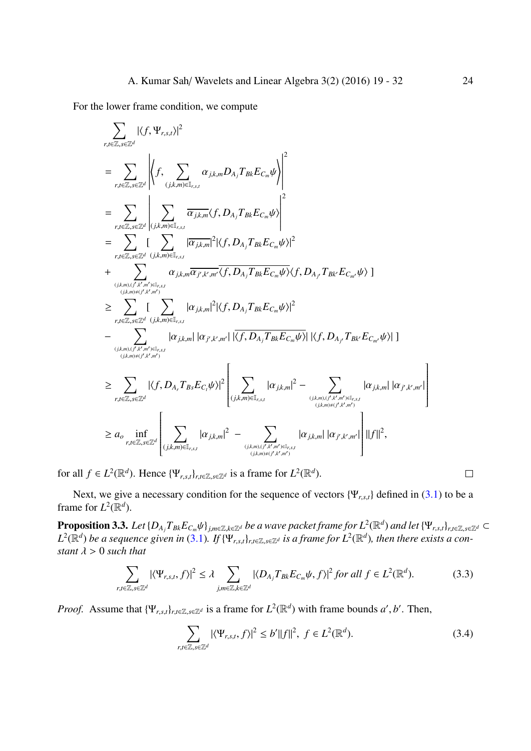For the lower frame condition, we compute

$$
\begin{aligned}
&\sum_{r,t\in\mathbb{Z},s\in\mathbb{Z}^d} |\langle f, \Psi_{r,s,t}\rangle|^2 \\
&= \sum_{r,t\in\mathbb{Z},s\in\mathbb{Z}^d} \left| \left\langle f, \sum_{(j,k,m)\in\mathbb{I}_{r,s,t}} \alpha_{j,k,m} D_{A_j} T_{Bk} E_{C_m}\psi \right\rangle \right|^2 \\
&= \sum_{r,t\in\mathbb{Z},s\in\mathbb{Z}^d} \left| \sum_{(j,k,m)\in\mathbb{I}_{r,s,t}} \overline{\alpha_{j,k,m}} \langle f, D_{A_j} T_{Bk} E_{C_m}\psi\rangle \right|^2 \\
&= \sum_{r,t\in\mathbb{Z},s\in\mathbb{Z}^d} [ \sum_{(j,k,m)\in\mathbb{I}_{r,s,t}} |\overline{\alpha_{j,k,m}}|^2 |\langle f, D_{A_j} T_{Bk} E_{C_m}\psi\rangle|^2 \\
&+ \sum_{\substack{(j,k,m),(j',k',m')\in\mathbb{I}_{r,s,t}\\ (j,k,m)\neq(j',k',m')}} \alpha_{j,k,m}\overline{\alpha_{j',k',m'}}\,\overline{\langle f, D_{A_j} T_{Bk} E_{C_m}\psi\rangle} \langle f, D_{A_{j'}} T_{Bk'} E_{C_{m'}}\psi\rangle \ ] \\
&\geq \sum_{r,t\in\mathbb{Z},s\in\mathbb{Z}^d} [ \sum_{(j,k,m)\in\mathbb{I}_{r,s,t}} |\alpha_{j,k,m}|^2 |\langle f, D_{A_j} T_{Bk} E_{C_m}\psi\rangle|^2 \\
&- \sum_{\substack{(j,k,m),(j',k',m')\in\mathbb{I}_{r,s,t}\\ (j,k,m)\neq(j',k',m')}} |\alpha_{j,k,m}|\, |\alpha_{j',k',m'}|\, |\overline{\langle f, D_{A_j} T_{Bk} E_{C_m}\psi\rangle}|\, |\langle f, D_{A_{j'}} T_{Bk'} E_{C_{m'}}\psi\rangle| \ ] \\
&\geq \sum_{r,t\in\mathbb{Z},s\in\mathbb{Z}^d} |\langle f, D_{A_r} T_{Bs} E_{C_t}\psi\rangle|^2 \left[ \sum_{(j,k,m)\in\mathbb{I}_{r,s,t}} |\alpha_{j,k,m}|^2 - \sum_{\substack{(j,k,m),(j',k',m')\in\mathbb{I}_{r,s,t}\\ (j,k,m)\neq(j',k',m')}} |\alpha_{j,k,m}|\, |\alpha_{j',k',m'}| \right] \\
&\geq a_o \inf_{r,t\in\mathbb{Z},s\in\mathbb{Z}^d} \left[ \sum_{(j,k,m)\in\mathbb{I}_{r,s,t}} |\alpha_{j,k,m}|^2 \ - \sum_{\substack{(j,k,m),(j',k',m')\in\mathbb{I}_{r,s,t}\\ (j,k,m)\neq(j',k',m')}} |\alpha_{j,k,m}|\, |\alpha_{j',k',m'}| \right] \|f\|^2,
\end{aligned}
$$

for all $f \in L^2(\mathbb{R}^d)$. Hence $\{\Psi_{r,s,t}\}_{r,t\in\mathbb{Z},s\in\mathbb{Z}^d}$ is a frame for $L^2(\mathbb{R}^d)$. □

Next, we give a necessary condition for the sequence of vectors $\{\Psi_{r,s,t}\}$ defined in (3.1) to be a frame for $L^2(\mathbb{R}^d)$.

**Proposition 3.3.** *Let $\{D_{A_j} T_{Bk} E_{C_m}\psi\}_{j,m\in\mathbb{Z},k\in\mathbb{Z}^d}$ be a wave packet frame for $L^2(\mathbb{R}^d)$ and let $\{\Psi_{r,s,t}\}_{r,t\in\mathbb{Z},s\in\mathbb{Z}^d} \subset L^2(\mathbb{R}^d)$ be a sequence given in (3.1). If $\{\Psi_{r,s,t}\}_{r,t\in\mathbb{Z},s\in\mathbb{Z}^d}$ is a frame for $L^2(\mathbb{R}^d)$, then there exists a constant $\lambda > 0$ such that*

$$
\sum_{r,t\in\mathbb{Z},s\in\mathbb{Z}^d} |\langle \Psi_{r,s,t}, f\rangle|^2 \leq \lambda \sum_{j,m\in\mathbb{Z},k\in\mathbb{Z}^d} |\langle D_{A_j} T_{Bk} E_{C_m}\psi, f\rangle|^2 \text{ for all } f \in L^2(\mathbb{R}^d). \tag{3.3}
$$

*Proof.* Assume that $\{\Psi_{r,s,t}\}_{r,t\in\mathbb{Z},s\in\mathbb{Z}^d}$ is a frame for $L^2(\mathbb{R}^d)$ with frame bounds $a', b'$. Then,

$$
\sum_{r,t\in\mathbb{Z},s\in\mathbb{Z}^d} |\langle \Psi_{r,s,t}, f\rangle|^2 \leq b'\|f\|^2, \ f \in L^2(\mathbb{R}^d). \tag{3.4}
$$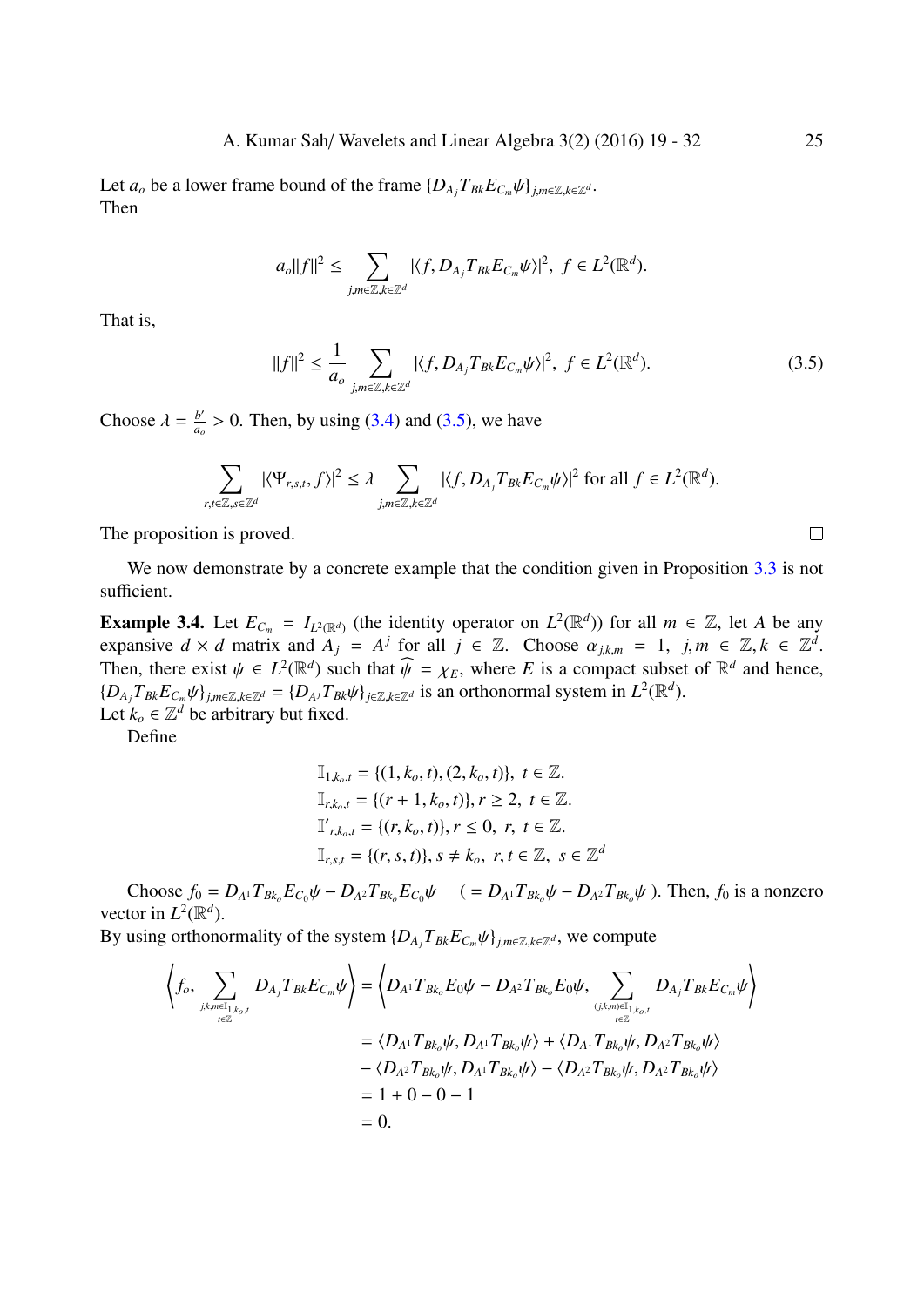Let $a_o$ be a lower frame bound of the frame $\{D_{A_j} T_{Bk} E_{C_m} \psi\}_{j,m\in\mathbb{Z},k\in\mathbb{Z}^d}$.
Then

$$a_o\|f\|^2 \leq \sum_{j,m\in\mathbb{Z},k\in\mathbb{Z}^d} |\langle f, D_{A_j} T_{Bk} E_{C_m} \psi\rangle|^2, \ f \in L^2(\mathbb{R}^d).$$

That is,

$$\|f\|^2 \leq \frac{1}{a_o} \sum_{j,m\in\mathbb{Z},k\in\mathbb{Z}^d} |\langle f, D_{A_j} T_{Bk} E_{C_m} \psi\rangle|^2, \ f \in L^2(\mathbb{R}^d). \tag{3.5}$$

Choose $\lambda = \frac{b'}{a_o} > 0$. Then, by using (3.4) and (3.5), we have

$$\sum_{r,t\in\mathbb{Z},s\in\mathbb{Z}^d} |\langle \Psi_{r,s,t}, f\rangle|^2 \leq \lambda \sum_{j,m\in\mathbb{Z},k\in\mathbb{Z}^d} |\langle f, D_{A_j} T_{Bk} E_{C_m} \psi\rangle|^2 \text{ for all } f \in L^2(\mathbb{R}^d).$$

The proposition is proved. □

We now demonstrate by a concrete example that the condition given in Proposition 3.3 is not sufficient.

**Example 3.4.** Let $E_{C_m} = I_{L^2(\mathbb{R}^d)}$ (the identity operator on $L^2(\mathbb{R}^d)$) for all $m \in \mathbb{Z}$, let $A$ be any expansive $d \times d$ matrix and $A_j = A^j$ for all $j \in \mathbb{Z}$. Choose $\alpha_{j,k,m} = 1$, $j,m \in \mathbb{Z}, k \in \mathbb{Z}^d$. Then, there exist $\psi \in L^2(\mathbb{R}^d)$ such that $\widehat{\psi} = \chi_E$, where $E$ is a compact subset of $\mathbb{R}^d$ and hence, $\{D_{A_j} T_{Bk} E_{C_m} \psi\}_{j,m\in\mathbb{Z},k\in\mathbb{Z}^d} = \{D_{A^j} T_{Bk} \psi\}_{j\in\mathbb{Z},k\in\mathbb{Z}^d}$ is an orthonormal system in $L^2(\mathbb{R}^d)$.
Let $k_o \in \mathbb{Z}^d$ be arbitrary but fixed.

Define

$$\mathbb{I}_{1,k_o,t} = \{(1, k_o, t), (2, k_o, t)\}, \ t \in \mathbb{Z}.$$
$$\mathbb{I}_{r,k_o,t} = \{(r + 1, k_o, t)\}, r \geq 2, \ t \in \mathbb{Z}.$$
$$\mathbb{I}'_{r,k_o,t} = \{(r, k_o, t)\}, r \leq 0, \ r, \ t \in \mathbb{Z}.$$
$$\mathbb{I}_{r,s,t} = \{(r, s, t)\}, s \neq k_o, \ r, t \in \mathbb{Z}, \ s \in \mathbb{Z}^d$$

Choose $f_0 = D_{A^1} T_{Bk_o} E_{C_0} \psi - D_{A^2} T_{Bk_o} E_{C_0} \psi \quad ( = D_{A^1} T_{Bk_o} \psi - D_{A^2} T_{Bk_o} \psi )$. Then, $f_0$ is a nonzero vector in $L^2(\mathbb{R}^d)$.
By using orthonormality of the system $\{D_{A_j} T_{Bk} E_{C_m} \psi\}_{j,m\in\mathbb{Z},k\in\mathbb{Z}^d}$, we compute

$$\begin{aligned}
\left\langle f_o, \sum_{\substack{j,k,m\in\mathbb{I}_{1,k_o,t} \\ t\in\mathbb{Z}}} D_{A_j} T_{Bk} E_{C_m} \psi \right\rangle &= \left\langle D_{A^1} T_{Bk_o} E_0 \psi - D_{A^2} T_{Bk_o} E_0 \psi, \sum_{\substack{(j,k,m)\in\mathbb{I}_{1,k_o,t} \\ t\in\mathbb{Z}}} D_{A_j} T_{Bk} E_{C_m} \psi \right\rangle \\
&= \langle D_{A^1} T_{Bk_o} \psi, D_{A^1} T_{Bk_o} \psi\rangle + \langle D_{A^1} T_{Bk_o} \psi, D_{A^2} T_{Bk_o} \psi\rangle \\
&\quad - \langle D_{A^2} T_{Bk_o} \psi, D_{A^1} T_{Bk_o} \psi\rangle - \langle D_{A^2} T_{Bk_o} \psi, D_{A^2} T_{Bk_o} \psi\rangle \\
&= 1 + 0 - 0 - 1 \\
&= 0.
\end{aligned}$$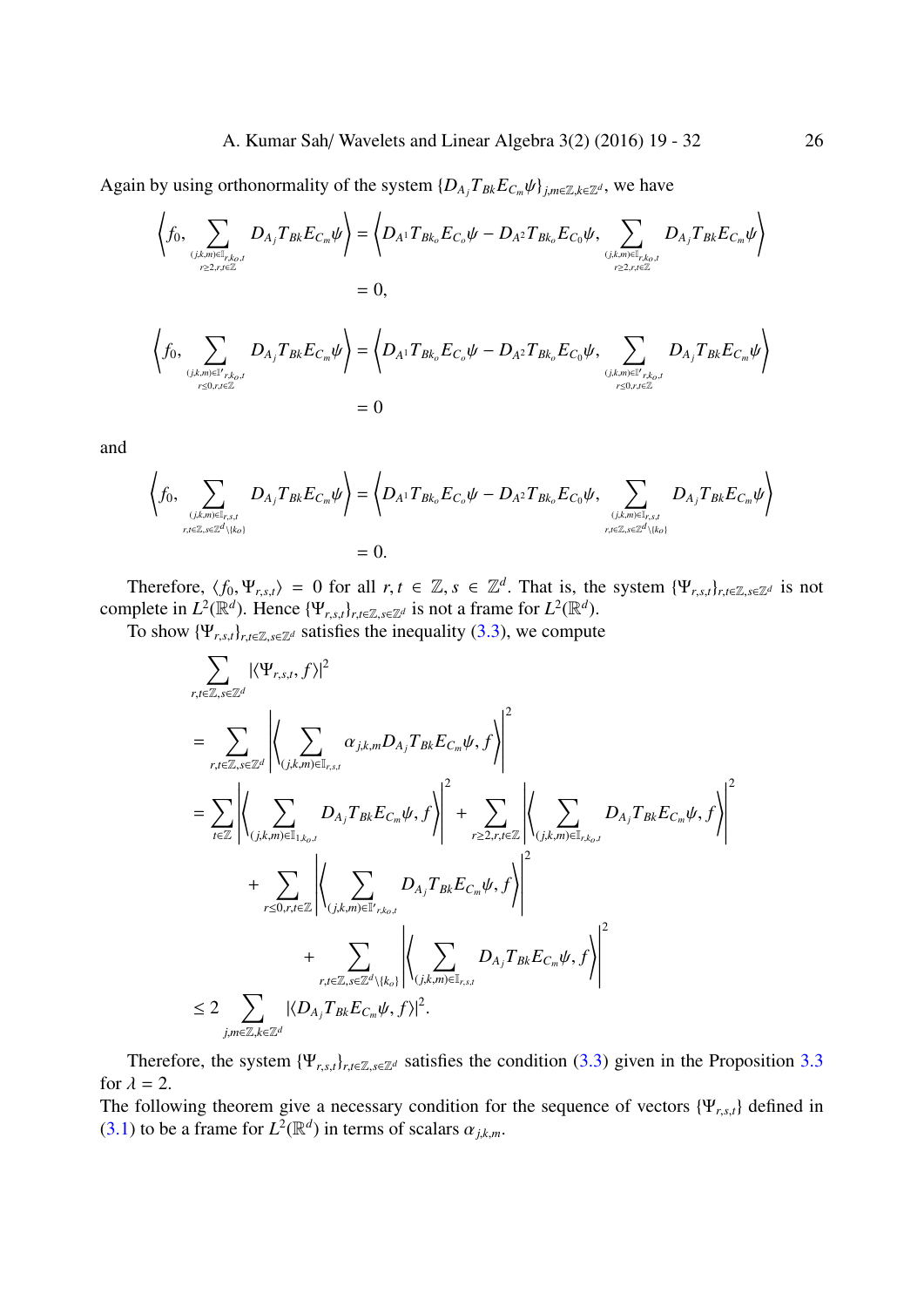Again by using orthonormality of the system $\{D_{A_j}T_{Bk}E_{C_m}\psi\}_{j,m\in\mathbb{Z},k\in\mathbb{Z}^d}$, we have

$$
\begin{aligned}
\left\langle f_0, \sum_{\substack{(j,k,m)\in\mathbb{I}_{r,k_o,t}\\ r\geq 2, r,t\in\mathbb{Z}}} D_{A_j}T_{Bk}E_{C_m}\psi\right\rangle &= \left\langle D_{A^1}T_{Bk_o}E_{C_o}\psi - D_{A^2}T_{Bk_o}E_{C_0}\psi, \sum_{\substack{(j,k,m)\in\mathbb{I}_{r,k_o,t}\\ r\geq 2, r,t\in\mathbb{Z}}} D_{A_j}T_{Bk}E_{C_m}\psi\right\rangle \\
&= 0,
\end{aligned}
$$

$$
\begin{aligned}
\left\langle f_0, \sum_{\substack{(j,k,m)\in\mathbb{I}'_{r,k_o,t}\\ r\leq 0, r,t\in\mathbb{Z}}} D_{A_j}T_{Bk}E_{C_m}\psi\right\rangle &= \left\langle D_{A^1}T_{Bk_o}E_{C_o}\psi - D_{A^2}T_{Bk_o}E_{C_0}\psi, \sum_{\substack{(j,k,m)\in\mathbb{I}'_{r,k_o,t}\\ r\leq 0, r,t\in\mathbb{Z}}} D_{A_j}T_{Bk}E_{C_m}\psi\right\rangle \\
&= 0
\end{aligned}
$$

and

$$
\begin{aligned}
\left\langle f_0, \sum_{\substack{(j,k,m)\in\mathbb{I}_{r,s,t}\\ r,t\in\mathbb{Z}, s\in\mathbb{Z}^d\setminus\{k_0\}}} D_{A_j}T_{Bk}E_{C_m}\psi\right\rangle &= \left\langle D_{A^1}T_{Bk_o}E_{C_o}\psi - D_{A^2}T_{Bk_o}E_{C_0}\psi, \sum_{\substack{(j,k,m)\in\mathbb{I}_{r,s,t}\\ r,t\in\mathbb{Z}, s\in\mathbb{Z}^d\setminus\{k_0\}}} D_{A_j}T_{Bk}E_{C_m}\psi\right\rangle \\
&= 0.
\end{aligned}
$$

Therefore, $\langle f_0, \Psi_{r,s,t}\rangle = 0$ for all $r,t\in\mathbb{Z}$, $s\in\mathbb{Z}^d$. That is, the system $\{\Psi_{r,s,t}\}_{r,t\in\mathbb{Z},s\in\mathbb{Z}^d}$ is not complete in $L^2(\mathbb{R}^d)$. Hence $\{\Psi_{r,s,t}\}_{r,t\in\mathbb{Z},s\in\mathbb{Z}^d}$ is not a frame for $L^2(\mathbb{R}^d)$.

To show $\{\Psi_{r,s,t}\}_{r,t\in\mathbb{Z},s\in\mathbb{Z}^d}$ satisfies the inequality (3.3), we compute

$$
\begin{aligned}
&\sum_{r,t\in\mathbb{Z},s\in\mathbb{Z}^d} |\langle\Psi_{r,s,t}, f\rangle|^2 \\
&= \sum_{r,t\in\mathbb{Z},s\in\mathbb{Z}^d}\left|\left\langle \sum_{(j,k,m)\in\mathbb{I}_{r,s,t}} \alpha_{j,k,m} D_{A_j}T_{Bk}E_{C_m}\psi, f\right\rangle\right|^2 \\
&= \sum_{t\in\mathbb{Z}}\left|\left\langle \sum_{(j,k,m)\in\mathbb{I}_{1,k_o,t}} D_{A_j}T_{Bk}E_{C_m}\psi, f\right\rangle\right|^2 + \sum_{r\geq 2, r,t\in\mathbb{Z}}\left|\left\langle \sum_{(j,k,m)\in\mathbb{I}_{r,k_o,t}} D_{A_j}T_{Bk}E_{C_m}\psi, f\right\rangle\right|^2 \\
&\quad + \sum_{r\leq 0, r,t\in\mathbb{Z}}\left|\left\langle \sum_{(j,k,m)\in\mathbb{I}'_{r,k_o,t}} D_{A_j}T_{Bk}E_{C_m}\psi, f\right\rangle\right|^2 \\
&\qquad + \sum_{r,t\in\mathbb{Z},s\in\mathbb{Z}^d\setminus\{k_0\}}\left|\left\langle \sum_{(j,k,m)\in\mathbb{I}_{r,s,t}} D_{A_j}T_{Bk}E_{C_m}\psi, f\right\rangle\right|^2 \\
&\leq 2\sum_{j,m\in\mathbb{Z},k\in\mathbb{Z}^d} |\langle D_{A_j}T_{Bk}E_{C_m}\psi, f\rangle|^2.
\end{aligned}
$$

Therefore, the system $\{\Psi_{r,s,t}\}_{r,t\in\mathbb{Z},s\in\mathbb{Z}^d}$ satisfies the condition (3.3) given in the Proposition 3.3 for $\lambda = 2$.

The following theorem give a necessary condition for the sequence of vectors $\{\Psi_{r,s,t}\}$ defined in (3.1) to be a frame for $L^2(\mathbb{R}^d)$ in terms of scalars $\alpha_{j,k,m}$.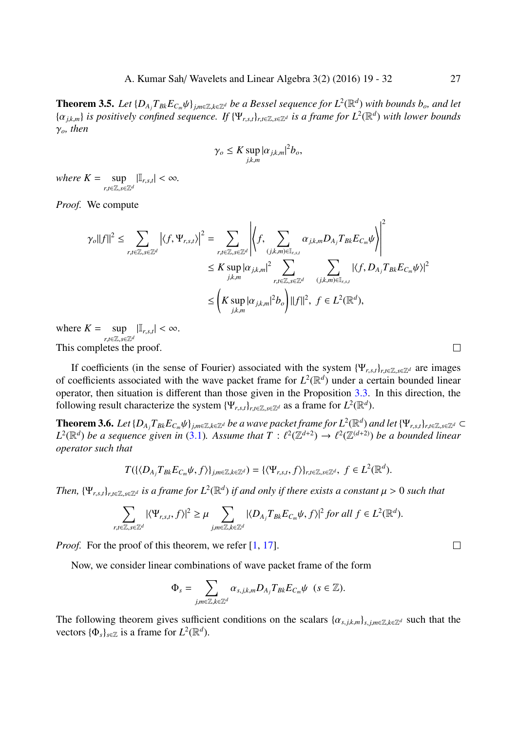**Theorem 3.5.** *Let $\{D_{A_j}T_{Bk}E_{C_m}\psi\}_{j,m\in\mathbb{Z},k\in\mathbb{Z}^d}$ be a Bessel sequence for $L^2(\mathbb{R}^d)$ with bounds $b_o$, and let $\{\alpha_{j,k,m}\}$ is positively confined sequence. If $\{\Psi_{r,s,t}\}_{r,t\in\mathbb{Z},s\in\mathbb{Z}^d}$ is a frame for $L^2(\mathbb{R}^d)$ with lower bounds $\gamma_o$, then*

$$\gamma_o \leq K \sup_{j,k,m} |\alpha_{j,k,m}|^2 b_o,$$

*where $K = \sup_{r,t\in\mathbb{Z},s\in\mathbb{Z}^d} |\mathbb{I}_{r,s,t}| < \infty$.*

*Proof.* We compute

$$\begin{aligned}
\gamma_o\|f\|^2 \leq \sum_{r,t\in\mathbb{Z},s\in\mathbb{Z}^d} \left|\langle f, \Psi_{r,s,t}\rangle\right|^2 &= \sum_{r,t\in\mathbb{Z},s\in\mathbb{Z}^d} \left|\left\langle f, \sum_{(j,k,m)\in\mathbb{I}_{r,s,t}} \alpha_{j,k,m} D_{A_j}T_{Bk}E_{C_m}\psi\right\rangle\right|^2 \\
&\leq K \sup_{j,k,m}|\alpha_{j,k,m}|^2 \sum_{r,t\in\mathbb{Z},s\in\mathbb{Z}^d} \sum_{(j,k,m)\in\mathbb{I}_{r,s,t}} |\langle f, D_{A_j}T_{Bk}E_{C_m}\psi\rangle|^2 \\
&\leq \left(K \sup_{j,k,m}|\alpha_{j,k,m}|^2 b_o\right)\|f\|^2, \ \ f \in L^2(\mathbb{R}^d),
\end{aligned}$$

where $K = \sup_{r,t\in\mathbb{Z},s\in\mathbb{Z}^d} |\mathbb{I}_{r,s,t}| < \infty$.
This completes the proof. □

If coefficients (in the sense of Fourier) associated with the system $\{\Psi_{r,s,t}\}_{r,t\in\mathbb{Z},s\in\mathbb{Z}^d}$ are images of coefficients associated with the wave packet frame for $L^2(\mathbb{R}^d)$ under a certain bounded linear operator, then situation is different than those given in the Proposition 3.3. In this direction, the following result characterize the system $\{\Psi_{r,s,t}\}_{r,t\in\mathbb{Z},s\in\mathbb{Z}^d}$ as a frame for $L^2(\mathbb{R}^d)$.

**Theorem 3.6.** *Let $\{D_{A_j}T_{Bk}E_{C_m}\psi\}_{j,m\in\mathbb{Z},k\in\mathbb{Z}^d}$ be a wave packet frame for $L^2(\mathbb{R}^d)$ and let $\{\Psi_{r,s,t}\}_{r,t\in\mathbb{Z},s\in\mathbb{Z}^d} \subset L^2(\mathbb{R}^d)$ be a sequence given in (3.1). Assume that $T : \ell^2(\mathbb{Z}^{d+2}) \to \ell^2(\mathbb{Z}^{(d+2)})$ be a bounded linear operator such that*

$$T(\{\langle D_{A_j}T_{Bk}E_{C_m}\psi, f\rangle\}_{j,m\in\mathbb{Z},k\in\mathbb{Z}^d}) = \{\langle\Psi_{r,s,t}, f\rangle\}_{r,t\in\mathbb{Z},s\in\mathbb{Z}^d}, \ \ f \in L^2(\mathbb{R}^d).$$

*Then, $\{\Psi_{r,s,t}\}_{r,t\in\mathbb{Z},s\in\mathbb{Z}^d}$ is a frame for $L^2(\mathbb{R}^d)$ if and only if there exists a constant $\mu > 0$ such that*

$$\sum_{r,t\in\mathbb{Z},s\in\mathbb{Z}^d} |\langle\Psi_{r,s,t}, f\rangle|^2 \geq \mu \sum_{j,m\in\mathbb{Z},k\in\mathbb{Z}^d} |\langle D_{A_j}T_{Bk}E_{C_m}\psi, f\rangle|^2 \text{ for all } f \in L^2(\mathbb{R}^d).$$

*Proof.* For the proof of this theorem, we refer [1, 17]. □

Now, we consider linear combinations of wave packet frame of the form

$$\Phi_s = \sum_{j,m\in\mathbb{Z},k\in\mathbb{Z}^d} \alpha_{s,j,k,m} D_{A_j}T_{Bk}E_{C_m}\psi \ \ (s \in \mathbb{Z}).$$

The following theorem gives sufficient conditions on the scalars $\{\alpha_{s,j,k,m}\}_{s,j,m\in\mathbb{Z},k\in\mathbb{Z}^d}$ such that the vectors $\{\Phi_s\}_{s\in\mathbb{Z}}$ is a frame for $L^2(\mathbb{R}^d)$.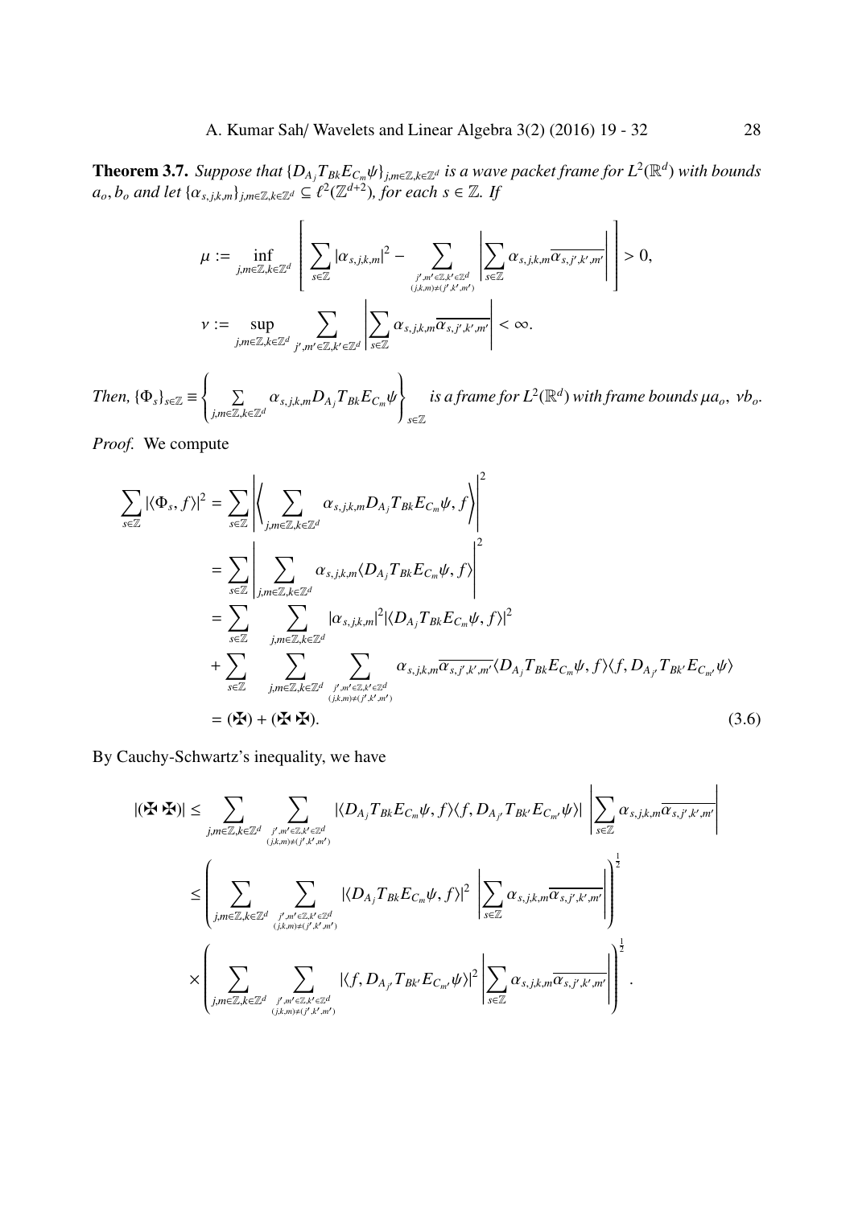**Theorem 3.7.** *Suppose that $\{D_{A_j}T_{Bk}E_{C_m}\psi\}_{j,m\in\mathbb{Z},k\in\mathbb{Z}^d}$ is a wave packet frame for $L^2(\mathbb{R}^d)$ with bounds $a_o, b_o$ and let $\{\alpha_{s,j,k,m}\}_{j,m\in\mathbb{Z},k\in\mathbb{Z}^d} \subseteq \ell^2(\mathbb{Z}^{d+2})$, for each $s\in\mathbb{Z}$. If*

$$\mu := \inf_{j,m\in\mathbb{Z},k\in\mathbb{Z}^d}\left[\sum_{s\in\mathbb{Z}}|\alpha_{s,j,k,m}|^2 - \sum_{\substack{j',m'\in\mathbb{Z},k'\in\mathbb{Z}^d\\(j,k,m)\neq(j',k',m')}}\left|\sum_{s\in\mathbb{Z}}\alpha_{s,j,k,m}\overline{\alpha_{s,j',k',m'}}\right|\right] > 0,$$

$$\nu := \sup_{j,m\in\mathbb{Z},k\in\mathbb{Z}^d}\sum_{j',m'\in\mathbb{Z},k'\in\mathbb{Z}^d}\left|\sum_{s\in\mathbb{Z}}\alpha_{s,j,k,m}\overline{\alpha_{s,j',k',m'}}\right| < \infty.$$

*Then, $\{\Phi_s\}_{s\in\mathbb{Z}} \equiv \left\{\sum_{j,m\in\mathbb{Z},k\in\mathbb{Z}^d}\alpha_{s,j,k,m}D_{A_j}T_{Bk}E_{C_m}\psi\right\}_{s\in\mathbb{Z}}$ is a frame for $L^2(\mathbb{R}^d)$ with frame bounds $\mu a_o,\ \nu b_o$.*

*Proof.* We compute

$$\begin{aligned}
\sum_{s\in\mathbb{Z}}|\langle\Phi_s,f\rangle|^2 &= \sum_{s\in\mathbb{Z}}\left|\left\langle\sum_{j,m\in\mathbb{Z},k\in\mathbb{Z}^d}\alpha_{s,j,k,m}D_{A_j}T_{Bk}E_{C_m}\psi, f\right\rangle\right|^2\\
&= \sum_{s\in\mathbb{Z}}\left|\sum_{j,m\in\mathbb{Z},k\in\mathbb{Z}^d}\alpha_{s,j,k,m}\langle D_{A_j}T_{Bk}E_{C_m}\psi, f\rangle\right|^2\\
&= \sum_{s\in\mathbb{Z}}\sum_{j,m\in\mathbb{Z},k\in\mathbb{Z}^d}|\alpha_{s,j,k,m}|^2|\langle D_{A_j}T_{Bk}E_{C_m}\psi, f\rangle|^2\\
&\quad + \sum_{s\in\mathbb{Z}}\sum_{j,m\in\mathbb{Z},k\in\mathbb{Z}^d}\sum_{\substack{j',m'\in\mathbb{Z},k'\in\mathbb{Z}^d\\(j,k,m)\neq(j',k',m')}}\alpha_{s,j,k,m}\overline{\alpha_{s,j',k',m'}}\langle D_{A_j}T_{Bk}E_{C_m}\psi, f\rangle\langle f, D_{A_{j'}}T_{Bk'}E_{C_{m'}}\psi\rangle\\
&= (✠) + (✠✠).
\end{aligned} \tag{3.6}$$

By Cauchy-Schwartz's inequality, we have

$$\begin{aligned}
|(✠✠)| &\leq \sum_{j,m\in\mathbb{Z},k\in\mathbb{Z}^d}\sum_{\substack{j',m'\in\mathbb{Z},k'\in\mathbb{Z}^d\\(j,k,m)\neq(j',k',m')}}|\langle D_{A_j}T_{Bk}E_{C_m}\psi, f\rangle\langle f, D_{A_{j'}}T_{Bk'}E_{C_{m'}}\psi\rangle|\left|\sum_{s\in\mathbb{Z}}\alpha_{s,j,k,m}\overline{\alpha_{s,j',k',m'}}\right|\\
&\leq \left(\sum_{j,m\in\mathbb{Z},k\in\mathbb{Z}^d}\sum_{\substack{j',m'\in\mathbb{Z},k'\in\mathbb{Z}^d\\(j,k,m)\neq(j',k',m')}}|\langle D_{A_j}T_{Bk}E_{C_m}\psi, f\rangle|^2\left|\sum_{s\in\mathbb{Z}}\alpha_{s,j,k,m}\overline{\alpha_{s,j',k',m'}}\right|\right)^{\frac{1}{2}}\\
&\quad\times\left(\sum_{j,m\in\mathbb{Z},k\in\mathbb{Z}^d}\sum_{\substack{j',m'\in\mathbb{Z},k'\in\mathbb{Z}^d\\(j,k,m)\neq(j',k',m')}}|\langle f, D_{A_{j'}}T_{Bk'}E_{C_{m'}}\psi\rangle|^2\left|\sum_{s\in\mathbb{Z}}\alpha_{s,j,k,m}\overline{\alpha_{s,j',k',m'}}\right|\right)^{\frac{1}{2}}.
\end{aligned}$$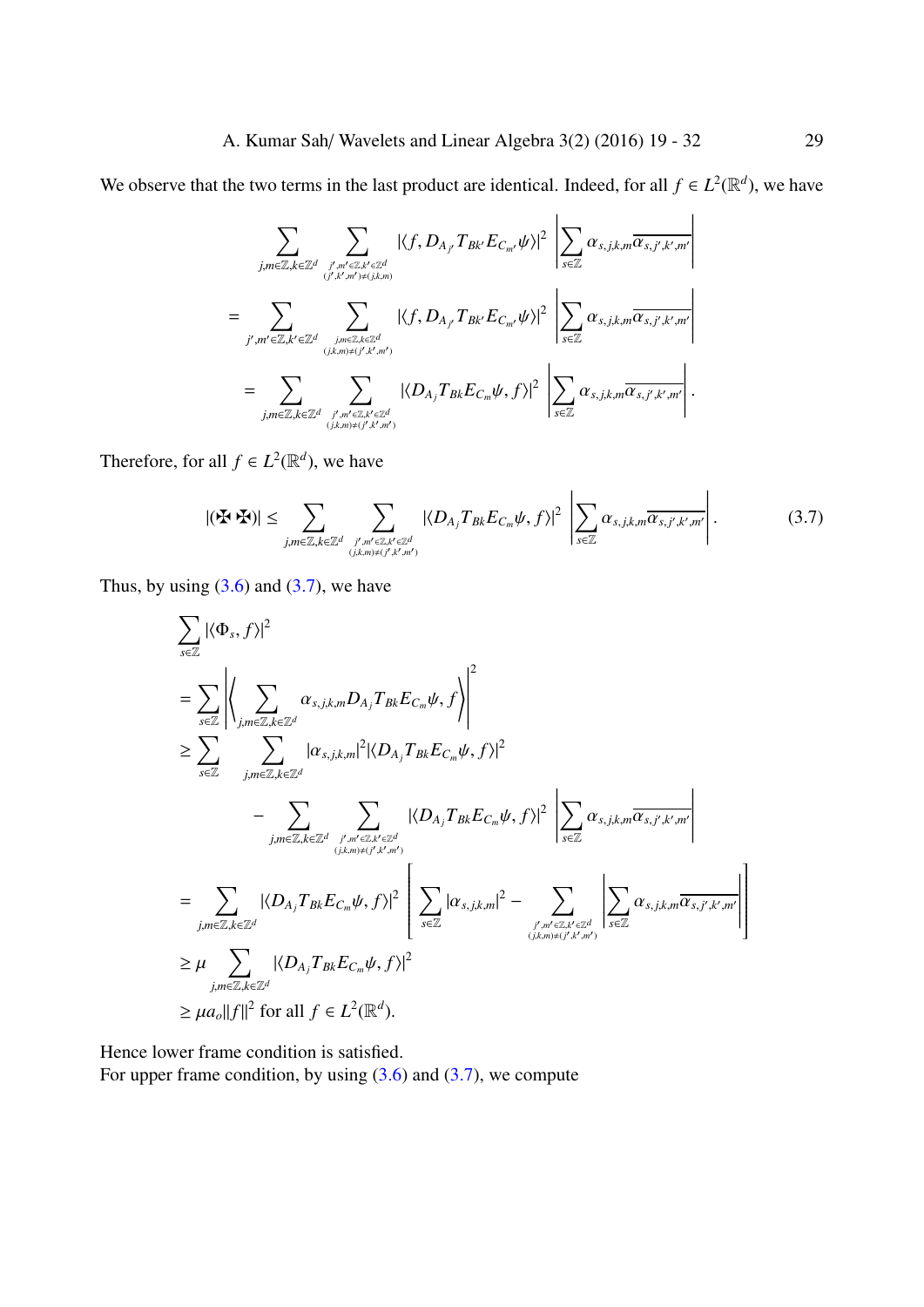We observe that the two terms in the last product are identical. Indeed, for all $f \in L^2(\mathbb{R}^d)$, we have

$$
\begin{aligned}
&\sum_{j,m\in\mathbb{Z},k\in\mathbb{Z}^d} \sum_{\substack{j',m'\in\mathbb{Z},k'\in\mathbb{Z}^d \\ (j',k',m')\neq(j,k,m)}} |\langle f, D_{A_{j'}} T_{Bk'} E_{C_{m'}} \psi\rangle|^2 \left| \sum_{s\in\mathbb{Z}} \alpha_{s,j,k,m} \overline{\alpha_{s,j',k',m'}} \right| \\
&= \sum_{j',m'\in\mathbb{Z},k'\in\mathbb{Z}^d} \sum_{\substack{j,m\in\mathbb{Z},k\in\mathbb{Z}^d \\ (j,k,m)\neq(j',k',m')}} |\langle f, D_{A_{j'}} T_{Bk'} E_{C_{m'}} \psi\rangle|^2 \left| \sum_{s\in\mathbb{Z}} \alpha_{s,j,k,m} \overline{\alpha_{s,j',k',m'}} \right| \\
&= \sum_{j,m\in\mathbb{Z},k\in\mathbb{Z}^d} \sum_{\substack{j',m'\in\mathbb{Z},k'\in\mathbb{Z}^d \\ (j,k,m)\neq(j',k',m')}} |\langle D_{A_j} T_{Bk} E_{C_m} \psi, f\rangle|^2 \left| \sum_{s\in\mathbb{Z}} \alpha_{s,j,k,m} \overline{\alpha_{s,j',k',m'}} \right|.
\end{aligned}
$$

Therefore, for all $f \in L^2(\mathbb{R}^d)$, we have

$$
|(\maltese\,\maltese)| \leq \sum_{j,m\in\mathbb{Z},k\in\mathbb{Z}^d} \sum_{\substack{j',m'\in\mathbb{Z},k'\in\mathbb{Z}^d \\ (j,k,m)\neq(j',k',m')}} |\langle D_{A_j} T_{Bk} E_{C_m} \psi, f\rangle|^2 \left| \sum_{s\in\mathbb{Z}} \alpha_{s,j,k,m} \overline{\alpha_{s,j',k',m'}} \right|. \tag{3.7}
$$

Thus, by using (3.6) and (3.7), we have

$$
\begin{aligned}
&\sum_{s\in\mathbb{Z}} |\langle \Phi_s, f\rangle|^2 \\
&= \sum_{s\in\mathbb{Z}} \left| \left\langle \sum_{j,m\in\mathbb{Z},k\in\mathbb{Z}^d} \alpha_{s,j,k,m} D_{A_j} T_{Bk} E_{C_m} \psi, f \right\rangle \right|^2 \\
&\geq \sum_{s\in\mathbb{Z}} \sum_{j,m\in\mathbb{Z},k\in\mathbb{Z}^d} |\alpha_{s,j,k,m}|^2 |\langle D_{A_j} T_{Bk} E_{C_m} \psi, f\rangle|^2 \\
&\qquad - \sum_{j,m\in\mathbb{Z},k\in\mathbb{Z}^d} \sum_{\substack{j',m'\in\mathbb{Z},k'\in\mathbb{Z}^d \\ (j,k,m)\neq(j',k',m')}} |\langle D_{A_j} T_{Bk} E_{C_m} \psi, f\rangle|^2 \left| \sum_{s\in\mathbb{Z}} \alpha_{s,j,k,m} \overline{\alpha_{s,j',k',m'}} \right| \\
&= \sum_{j,m\in\mathbb{Z},k\in\mathbb{Z}^d} |\langle D_{A_j} T_{Bk} E_{C_m} \psi, f\rangle|^2 \left[ \sum_{s\in\mathbb{Z}} |\alpha_{s,j,k,m}|^2 - \sum_{\substack{j',m'\in\mathbb{Z},k'\in\mathbb{Z}^d \\ (j,k,m)\neq(j',k',m')}} \left| \sum_{s\in\mathbb{Z}} \alpha_{s,j,k,m} \overline{\alpha_{s,j',k',m'}} \right| \right] \\
&\geq \mu \sum_{j,m\in\mathbb{Z},k\in\mathbb{Z}^d} |\langle D_{A_j} T_{Bk} E_{C_m} \psi, f\rangle|^2 \\
&\geq \mu a_o \|f\|^2 \text{ for all } f \in L^2(\mathbb{R}^d).
\end{aligned}
$$

Hence lower frame condition is satisfied.
For upper frame condition, by using (3.6) and (3.7), we compute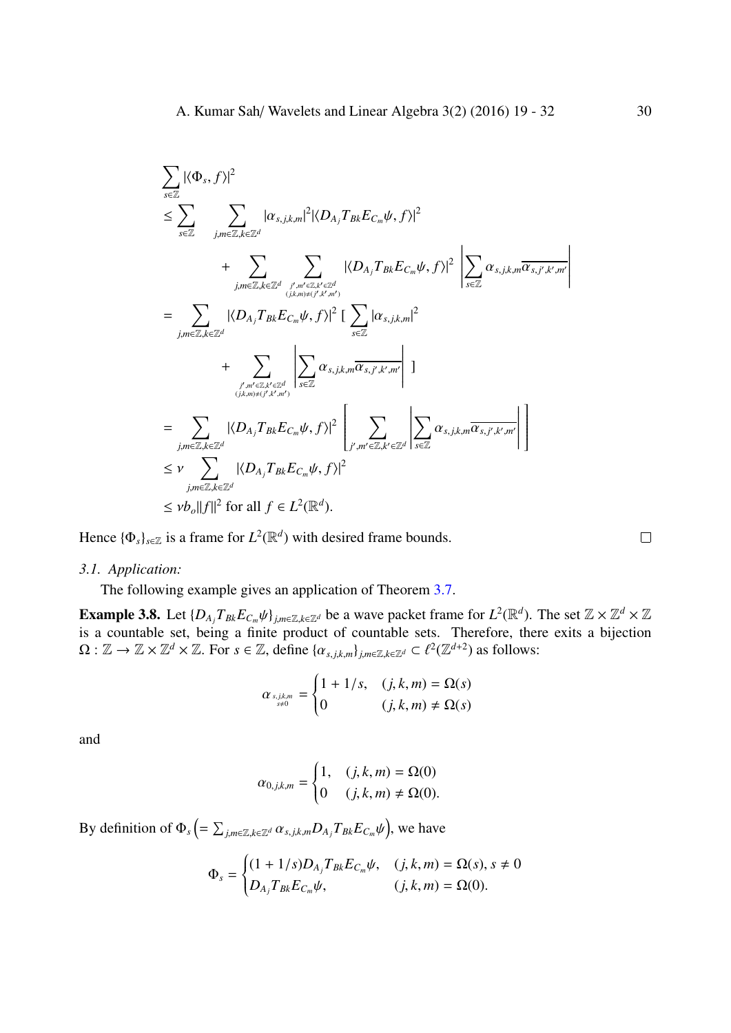$$
\begin{aligned}
&\sum_{s\in\mathbb{Z}} |\langle \Phi_s, f\rangle|^2 \\
&\leq \sum_{s\in\mathbb{Z}} \quad \sum_{j,m\in\mathbb{Z},k\in\mathbb{Z}^d} |\alpha_{s,j,k,m}|^2 |\langle D_{A_j} T_{Bk} E_{C_m}\psi, f\rangle|^2 \\
&\qquad\qquad + \sum_{j,m\in\mathbb{Z},k\in\mathbb{Z}^d} \quad \sum_{\substack{j',m'\in\mathbb{Z},k'\in\mathbb{Z}^d \\ (j,k,m)\neq(j',k',m')}} |\langle D_{A_j} T_{Bk} E_{C_m}\psi, f\rangle|^2 \left| \sum_{s\in\mathbb{Z}} \alpha_{s,j,k,m} \overline{\alpha_{s,j',k',m'}} \right| \\
&= \sum_{j,m\in\mathbb{Z},k\in\mathbb{Z}^d} |\langle D_{A_j} T_{Bk} E_{C_m}\psi, f\rangle|^2 \, [ \, \sum_{s\in\mathbb{Z}} |\alpha_{s,j,k,m}|^2 \\
&\qquad\qquad + \sum_{\substack{j',m'\in\mathbb{Z},k'\in\mathbb{Z}^d \\ (j,k,m)\neq(j',k',m')}} \left| \sum_{s\in\mathbb{Z}} \alpha_{s,j,k,m} \overline{\alpha_{s,j',k',m'}} \right| \, ] \\
&= \sum_{j,m\in\mathbb{Z},k\in\mathbb{Z}^d} |\langle D_{A_j} T_{Bk} E_{C_m}\psi, f\rangle|^2 \left[ \sum_{j',m'\in\mathbb{Z},k'\in\mathbb{Z}^d} \left| \sum_{s\in\mathbb{Z}} \alpha_{s,j,k,m} \overline{\alpha_{s,j',k',m'}} \right| \right] \\
&\leq \nu \sum_{j,m\in\mathbb{Z},k\in\mathbb{Z}^d} |\langle D_{A_j} T_{Bk} E_{C_m}\psi, f\rangle|^2 \\
&\leq \nu b_o \|f\|^2 \text{ for all } f\in L^2(\mathbb{R}^d).
\end{aligned}
$$

Hence $\{\Phi_s\}_{s\in\mathbb{Z}}$ is a frame for $L^2(\mathbb{R}^d)$ with desired frame bounds. □

### *3.1. Application:*

The following example gives an application of Theorem 3.7.

**Example 3.8.** Let $\{D_{A_j} T_{Bk} E_{C_m}\psi\}_{j,m\in\mathbb{Z},k\in\mathbb{Z}^d}$ be a wave packet frame for $L^2(\mathbb{R}^d)$. The set $\mathbb{Z}\times\mathbb{Z}^d\times\mathbb{Z}$ is a countable set, being a finite product of countable sets. Therefore, there exits a bijection $\Omega : \mathbb{Z} \to \mathbb{Z}\times\mathbb{Z}^d\times\mathbb{Z}$. For $s\in\mathbb{Z}$, define $\{\alpha_{s,j,k,m}\}_{j,m\in\mathbb{Z},k\in\mathbb{Z}^d} \subset \ell^2(\mathbb{Z}^{d+2})$ as follows:

$$
\alpha_{\substack{s,j,k,m \\ s\neq 0}} = \begin{cases} 1 + 1/s, & (j,k,m) = \Omega(s) \\ 0 & (j,k,m) \neq \Omega(s) \end{cases}
$$

and

$$
\alpha_{0,j,k,m} = \begin{cases} 1, & (j,k,m) = \Omega(0) \\ 0 & (j,k,m) \neq \Omega(0). \end{cases}
$$

By definition of $\Phi_s \left( = \sum_{j,m\in\mathbb{Z},k\in\mathbb{Z}^d} \alpha_{s,j,k,m} D_{A_j} T_{Bk} E_{C_m}\psi \right)$, we have

$$
\Phi_s = \begin{cases} (1 + 1/s) D_{A_j} T_{Bk} E_{C_m}\psi, & (j,k,m) = \Omega(s), s \neq 0 \\ D_{A_j} T_{Bk} E_{C_m}\psi, & (j,k,m) = \Omega(0). \end{cases}
$$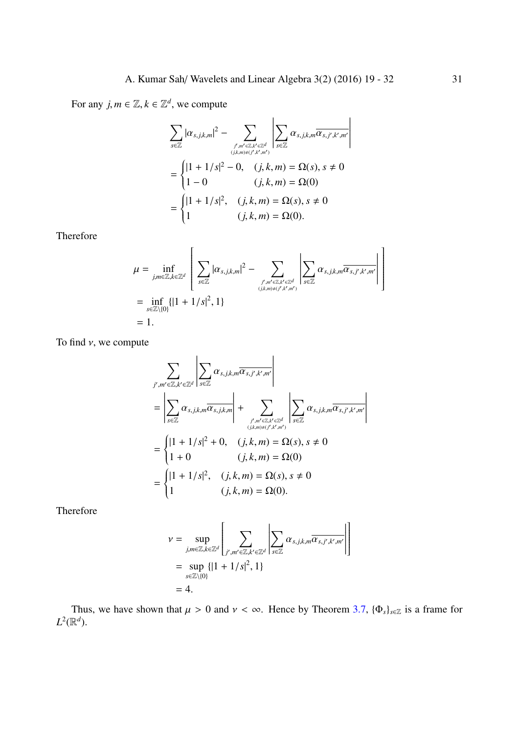For any $j, m \in \mathbb{Z}, k \in \mathbb{Z}^d$, we compute

$$
\begin{aligned}
&\sum_{s\in\mathbb{Z}} |\alpha_{s,j,k,m}|^2 - \sum_{\substack{j',m'\in\mathbb{Z},k'\in\mathbb{Z}^d \\ (j,k,m)\neq(j',k',m')}} \left| \sum_{s\in\mathbb{Z}} \alpha_{s,j,k,m}\overline{\alpha_{s,j',k',m'}} \right| \\
&= \begin{cases} |1+1/s|^2 - 0, & (j,k,m) = \Omega(s),\, s \neq 0 \\ 1 - 0 & (j,k,m) = \Omega(0) \end{cases} \\
&= \begin{cases} |1+1/s|^2, & (j,k,m) = \Omega(s),\, s \neq 0 \\ 1 & (j,k,m) = \Omega(0). \end{cases}
\end{aligned}
$$

Therefore

$$
\begin{aligned}
\mu &= \inf_{j,m\in\mathbb{Z},k\in\mathbb{Z}^d} \left[ \sum_{s\in\mathbb{Z}} |\alpha_{s,j,k,m}|^2 - \sum_{\substack{j',m'\in\mathbb{Z},k'\in\mathbb{Z}^d \\ (j,k,m)\neq(j',k',m')}} \left| \sum_{s\in\mathbb{Z}} \alpha_{s,j,k,m}\overline{\alpha_{s,j',k',m'}} \right| \right] \\
&= \inf_{s\in\mathbb{Z}\setminus\{0\}} \{|1+1/s|^2, 1\} \\
&= 1.
\end{aligned}
$$

To find $\nu$, we compute

$$
\begin{aligned}
&\sum_{j',m'\in\mathbb{Z},k'\in\mathbb{Z}^d} \left| \sum_{s\in\mathbb{Z}} \alpha_{s,j,k,m}\overline{\alpha_{s,j',k',m'}} \right| \\
&= \left| \sum_{s\in\mathbb{Z}} \alpha_{s,j,k,m}\overline{\alpha_{s,j,k,m}} \right| + \sum_{\substack{j',m'\in\mathbb{Z},k'\in\mathbb{Z}^d \\ (j,k,m)\neq(j',k',m')}} \left| \sum_{s\in\mathbb{Z}} \alpha_{s,j,k,m}\overline{\alpha_{s,j',k',m'}} \right| \\
&= \begin{cases} |1+1/s|^2 + 0, & (j,k,m) = \Omega(s),\, s \neq 0 \\ 1 + 0 & (j,k,m) = \Omega(0) \end{cases} \\
&= \begin{cases} |1+1/s|^2, & (j,k,m) = \Omega(s),\, s \neq 0 \\ 1 & (j,k,m) = \Omega(0). \end{cases}
\end{aligned}
$$

Therefore

$$
\begin{aligned}
\nu &= \sup_{j,m\in\mathbb{Z},k\in\mathbb{Z}^d} \left[ \sum_{j',m'\in\mathbb{Z},k'\in\mathbb{Z}^d} \left| \sum_{s\in\mathbb{Z}} \alpha_{s,j,k,m}\overline{\alpha_{s,j',k',m'}} \right| \right] \\
&= \sup_{s\in\mathbb{Z}\setminus\{0\}} \{|1+1/s|^2, 1\} \\
&= 4.
\end{aligned}
$$

Thus, we have shown that $\mu > 0$ and $\nu < \infty$. Hence by Theorem 3.7, $\{\Phi_s\}_{s\in\mathbb{Z}}$ is a frame for $L^2(\mathbb{R}^d)$.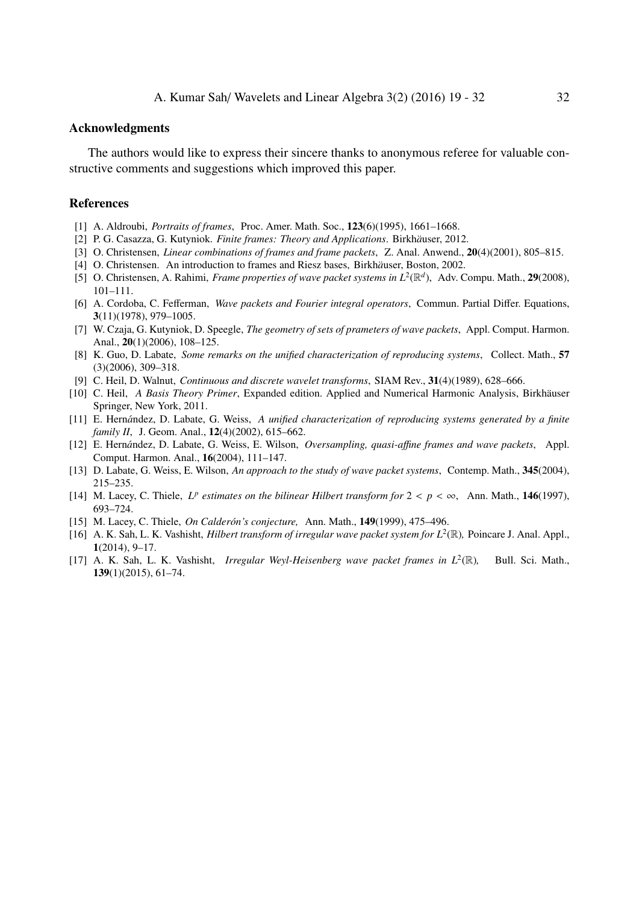## Acknowledgments

The authors would like to express their sincere thanks to anonymous referee for valuable constructive comments and suggestions which improved this paper.

## References

[1] A. Aldroubi, *Portraits of frames*, Proc. Amer. Math. Soc., **123**(6)(1995), 1661–1668.

[2] P. G. Casazza, G. Kutyniok. *Finite frames: Theory and Applications*. Birkhäuser, 2012.

[3] O. Christensen, *Linear combinations of frames and frame packets*, Z. Anal. Anwend., **20**(4)(2001), 805–815.

[4] O. Christensen. An introduction to frames and Riesz bases, Birkhäuser, Boston, 2002.

[5] O. Christensen, A. Rahimi, *Frame properties of wave packet systems in $L^2(\mathbb{R}^d)$*, Adv. Compu. Math., **29**(2008), 101–111.

[6] A. Cordoba, C. Fefferman, *Wave packets and Fourier integral operators*, Commun. Partial Differ. Equations, **3**(11)(1978), 979–1005.

[7] W. Czaja, G. Kutyniok, D. Speegle, *The geometry of sets of prameters of wave packets*, Appl. Comput. Harmon. Anal., **20**(1)(2006), 108–125.

[8] K. Guo, D. Labate, *Some remarks on the unified characterization of reproducing systems*, Collect. Math., **57** (3)(2006), 309–318.

[9] C. Heil, D. Walnut, *Continuous and discrete wavelet transforms*, SIAM Rev., **31**(4)(1989), 628–666.

[10] C. Heil, *A Basis Theory Primer*, Expanded edition. Applied and Numerical Harmonic Analysis, Birkhäuser Springer, New York, 2011.

[11] E. Hernández, D. Labate, G. Weiss, *A unified characterization of reproducing systems generated by a finite family II*, J. Geom. Anal., **12**(4)(2002), 615–662.

[12] E. Hernández, D. Labate, G. Weiss, E. Wilson, *Oversampling, quasi-affine frames and wave packets*, Appl. Comput. Harmon. Anal., **16**(2004), 111–147.

[13] D. Labate, G. Weiss, E. Wilson, *An approach to the study of wave packet systems*, Contemp. Math., **345**(2004), 215–235.

[14] M. Lacey, C. Thiele, *$L^p$ estimates on the bilinear Hilbert transform for $2 < p < \infty$*, Ann. Math., **146**(1997), 693–724.

[15] M. Lacey, C. Thiele, *On Calderón's conjecture,* Ann. Math., **149**(1999), 475–496.

[16] A. K. Sah, L. K. Vashisht, *Hilbert transform of irregular wave packet system for $L^2(\mathbb{R})$,* Poincare J. Anal. Appl., **1**(2014), 9–17.

[17] A. K. Sah, L. K. Vashisht, *Irregular Weyl-Heisenberg wave packet frames in $L^2(\mathbb{R})$,* Bull. Sci. Math., **139**(1)(2015), 61–74.